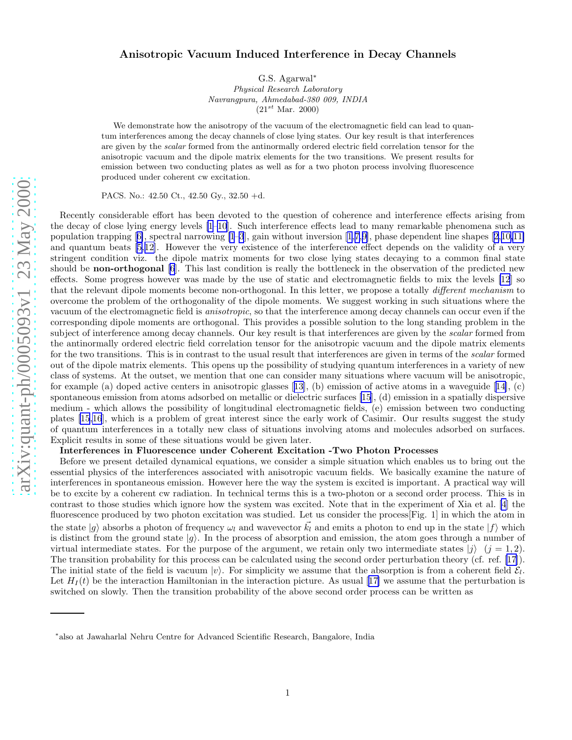# Anisotropic Vacuum Induced Interference in Decay Channels

G.S. Agarwal*

*Physical Research Laboratory*
*Navrangpura, Ahmedabad-380 009, INDIA*
($21^{st}$ Mar. 2000)

We demonstrate how the anisotropy of the vacuum of the electromagnetic field can lead to quantum interferences among the decay channels of close lying states. Our key result is that interferences are given by the *scalar* formed from the antinormally ordered electric field correlation tensor for the anisotropic vacuum and the dipole matrix elements for the two transitions. We present results for emission between two conducting plates as well as for a two photon process involving fluorescence produced under coherent cw excitation.

PACS. No.: 42.50 Ct., 42.50 Gy., 32.50 +d.

Recently considerable effort has been devoted to the question of coherence and interference effects arising from the decay of close lying energy levels [1–10]. Such interference effects lead to many remarkable phenomena such as population trapping [6], spectral narrowing [1–3], gain without inversion [1,7,9], phase dependent line shapes [2,10,11] and quantum beats [5,12]. However the very existence of the interference effect depends on the validity of a very stringent condition viz. the dipole matrix moments for two close lying states decaying to a common final state should be **non-orthogonal** [6]. This last condition is really the bottleneck in the observation of the predicted new effects. Some progress however was made by the use of static and electromagnetic fields to mix the levels [12] so that the relevant dipole moments become non-orthogonal. In this letter, we propose a totally *different mechanism* to overcome the problem of the orthogonality of the dipole moments. We suggest working in such situations where the vacuum of the electromagnetic field is *anisotropic*, so that the interference among decay channels can occur even if the corresponding dipole moments are orthogonal. This provides a possible solution to the long standing problem in the subject of interference among decay channels. Our key result is that interferences are given by the *scalar* formed from the antinormally ordered electric field correlation tensor for the anisotropic vacuum and the dipole matrix elements for the two transitions. This is in contrast to the usual result that interferences are given in terms of the *scalar* formed out of the dipole matrix elements. This opens up the possibility of studying quantum interferences in a variety of new class of systems. At the outset, we mention that one can consider many situations where vacuum will be anisotropic, for example (a) doped active centers in anisotropic glasses [13], (b) emission of active atoms in a waveguide [14], (c) spontaneous emission from atoms adsorbed on metallic or dielectric surfaces [15], (d) emission in a spatially dispersive medium - which allows the possibility of longitudinal electromagnetic fields, (e) emission between two conducting plates [15,16], which is a problem of great interest since the early work of Casimir. Our results suggest the study of quantum interferences in a totally new class of situations involving atoms and molecules adsorbed on surfaces. Explicit results in some of these situations would be given later.

**Interferences in Fluorescence under Coherent Excitation -Two Photon Processes**

Before we present detailed dynamical equations, we consider a simple situation which enables us to bring out the essential physics of the interferences associated with anisotropic vacuum fields. We basically examine the nature of interferences in spontaneous emission. However here the way the system is excited is important. A practical way will be to excite by a coherent cw radiation. In technical terms this is a two-photon or a second order process. This is in contrast to those studies which ignore how the system was excited. Note that in the experiment of Xia et al. [4] the fluorescence produced by two photon excitation was studied. Let us consider the process[Fig. 1] in which the atom in the state $|g\rangle$ absorbs a photon of frequency $\omega_l$ and wavevector $\vec{k}_l$ and emits a photon to end up in the state $|f\rangle$ which is distinct from the ground state $|g\rangle$. In the process of absorption and emission, the atom goes through a number of virtual intermediate states. For the purpose of the argument, we retain only two intermediate states $|j\rangle$ $(j = 1, 2)$. The transition probability for this process can be calculated using the second order perturbation theory (cf. ref. [17]). The initial state of the field is vacuum $|v\rangle$. For simplicity we assume that the absorption is from a coherent field $\mathcal{E}_l$. Let $H_I(t)$ be the interaction Hamiltonian in the interaction picture. As usual [17] we assume that the perturbation is switched on slowly. Then the transition probability of the above second order process can be written as

*also at Jawaharlal Nehru Centre for Advanced Scientific Research, Bangalore, India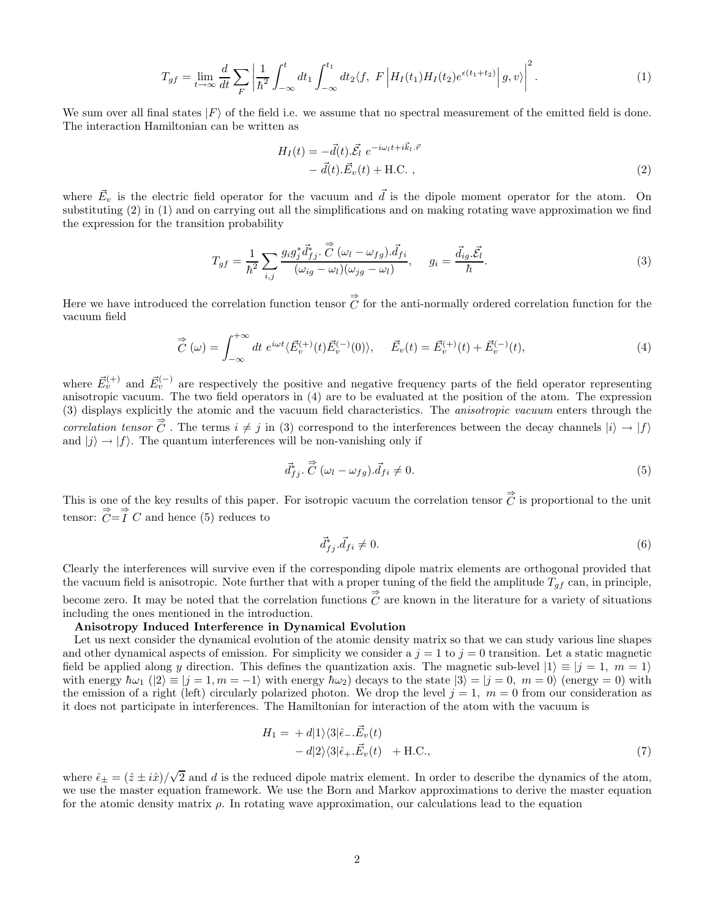$$T_{gf} = \lim_{t\to\infty} \frac{d}{dt} \sum_{F} \left| \frac{1}{\hbar^2} \int_{-\infty}^{t} dt_1 \int_{-\infty}^{t_1} dt_2 \langle f,\ F \left| H_I(t_1) H_I(t_2) e^{\epsilon(t_1+t_2)} \right| g, v\rangle \right|^2 . \tag{1}$$

We sum over all final states $|F\rangle$ of the field i.e. we assume that no spectral measurement of the emitted field is done. The interaction Hamiltonian can be written as

$$\begin{aligned} H_I(t) = &-\vec{d}(t).\vec{\mathcal{E}}_l\ e^{-i\omega_l t + i\vec{k}_l.\vec{r}} \\ &- \vec{d}(t).\vec{E}_v(t) + \text{H.C.}\ , \end{aligned} \tag{2}$$

where $\vec{E}_v$ is the electric field operator for the vacuum and $\vec{d}$ is the dipole moment operator for the atom. On substituting (2) in (1) and on carrying out all the simplifications and on making rotating wave approximation we find the expression for the transition probability

$$T_{gf} = \frac{1}{\hbar^2} \sum_{i,j} \frac{g_i g_j^* \vec{d}^*_{fj}.\overset{\Rightarrow}{C}(\omega_l - \omega_{fg}).\vec{d}_{fi}}{(\omega_{ig} - \omega_l)(\omega_{jg} - \omega_l)}, \quad g_i = \frac{\vec{d}_{ig}.\vec{\mathcal{E}}_l}{\hbar}. \tag{3}$$

Here we have introduced the correlation function tensor $\overset{\Rightarrow}{C}$ for the anti-normally ordered correlation function for the vacuum field

$$\overset{\Rightarrow}{C}(\omega) = \int_{-\infty}^{+\infty} dt\ e^{i\omega t} \langle \vec{E}_v^{(+)}(t) \vec{E}_v^{(-)}(0) \rangle, \quad \vec{E}_v(t) = \vec{E}_v^{(+)}(t) + \vec{E}_v^{(-)}(t), \tag{4}$$

where $\vec{E}_v^{(+)}$ and $\vec{E}_v^{(-)}$ are respectively the positive and negative frequency parts of the field operator representing anisotropic vacuum. The two field operators in (4) are to be evaluated at the position of the atom. The expression (3) displays explicitly the atomic and the vacuum field characteristics. The *anisotropic vacuum* enters through the *correlation tensor* $\overset{\Rightarrow}{C}$. The terms $i \neq j$ in (3) correspond to the interferences between the decay channels $|i\rangle \to |f\rangle$ and $|j\rangle \to |f\rangle$. The quantum interferences will be non-vanishing only if

$$\vec{d}^*_{fj}.\overset{\Rightarrow}{C}(\omega_l - \omega_{fg}).\vec{d}_{fi} \neq 0. \tag{5}$$

This is one of the key results of this paper. For isotropic vacuum the correlation tensor $\overset{\Rightarrow}{C}$ is proportional to the unit tensor: $\overset{\Rightarrow}{C} = \overset{\Rightarrow}{I} C$ and hence (5) reduces to

$$\vec{d}^*_{fj}.\vec{d}_{fi} \neq 0. \tag{6}$$

Clearly the interferences will survive even if the corresponding dipole matrix elements are orthogonal provided that the vacuum field is anisotropic. Note further that with a proper tuning of the field the amplitude $T_{gf}$ can, in principle, become zero. It may be noted that the correlation functions $\overset{\Rightarrow}{C}$ are known in the literature for a variety of situations including the ones mentioned in the introduction.

**Anisotropy Induced Interference in Dynamical Evolution**

Let us next consider the dynamical evolution of the atomic density matrix so that we can study various line shapes and other dynamical aspects of emission. For simplicity we consider a $j = 1$ to $j = 0$ transition. Let a static magnetic field be applied along $y$ direction. This defines the quantization axis. The magnetic sub-level $|1\rangle \equiv |j = 1,\ m = 1\rangle$ with energy $\hbar\omega_1$ ($|2\rangle \equiv |j = 1, m = -1\rangle$ with energy $\hbar\omega_2$) decays to the state $|3\rangle = |j = 0,\ m = 0\rangle$ (energy $= 0$) with the emission of a right (left) circularly polarized photon. We drop the level $j = 1,\ m = 0$ from our consideration as it does not participate in interferences. The Hamiltonian for interaction of the atom with the vacuum is

$$\begin{aligned} H_1 = &+ d|1\rangle\langle 3|\hat{\epsilon}_-.\vec{E}_v(t) \\ &- d|2\rangle\langle 3|\hat{\epsilon}_+.\vec{E}_v(t) \quad + \text{H.C.}, \end{aligned} \tag{7}$$

where $\hat{\epsilon}_\pm = (\hat{z} \pm i\hat{x})/\sqrt{2}$ and $d$ is the reduced dipole matrix element. In order to describe the dynamics of the atom, we use the master equation framework. We use the Born and Markov approximations to derive the master equation for the atomic density matrix $\rho$. In rotating wave approximation, our calculations lead to the equation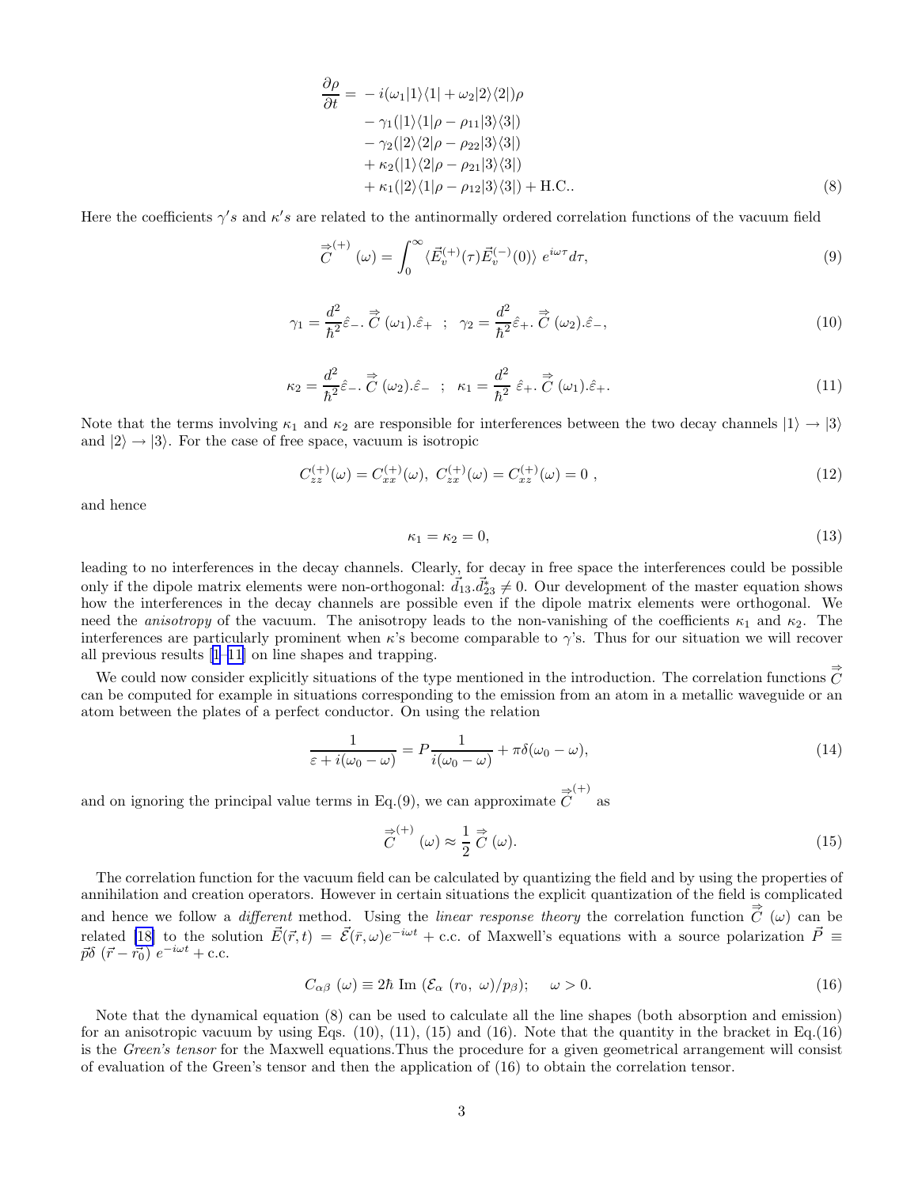$$
\begin{aligned}
\frac{\partial \rho}{\partial t} = & - i(\omega_1 |1\rangle\langle 1| + \omega_2 |2\rangle\langle 2|)\rho \\
& - \gamma_1 (|1\rangle\langle 1|\rho - \rho_{11}|3\rangle\langle 3|) \\
& - \gamma_2 (|2\rangle\langle 2|\rho - \rho_{22}|3\rangle\langle 3|) \\
& + \kappa_2 (|1\rangle\langle 2|\rho - \rho_{21}|3\rangle\langle 3|) \\
& + \kappa_1 (|2\rangle\langle 1|\rho - \rho_{12}|3\rangle\langle 3|) + \text{H.C.}.
\end{aligned} \tag{8}
$$

Here the coefficients $\gamma's$ and $\kappa's$ are related to the antinormally ordered correlation functions of the vacuum field

$$
\overset{\Rightarrow}{C}^{(+)}(\omega) = \int_0^\infty \langle \vec{E}_v^{(+)}(\tau)\vec{E}_v^{(-)}(0)\rangle \, e^{i\omega\tau} d\tau, \tag{9}
$$

$$
\gamma_1 = \frac{d^2}{\hbar^2}\hat{\varepsilon}_- . \overset{\Rightarrow}{C}(\omega_1).\hat{\varepsilon}_+ \quad ; \quad \gamma_2 = \frac{d^2}{\hbar^2}\hat{\varepsilon}_+ . \overset{\Rightarrow}{C}(\omega_2).\hat{\varepsilon}_-, \tag{10}
$$

$$
\kappa_2 = \frac{d^2}{\hbar^2}\hat{\varepsilon}_- . \overset{\Rightarrow}{C}(\omega_2).\hat{\varepsilon}_- \quad ; \quad \kappa_1 = \frac{d^2}{\hbar^2}\,\hat{\varepsilon}_+ . \overset{\Rightarrow}{C}(\omega_1).\hat{\varepsilon}_+. \tag{11}
$$

Note that the terms involving $\kappa_1$ and $\kappa_2$ are responsible for interferences between the two decay channels $|1\rangle \to |3\rangle$ and $|2\rangle \to |3\rangle$. For the case of free space, vacuum is isotropic

$$
C_{zz}^{(+)}(\omega) = C_{xx}^{(+)}(\omega), \; C_{zx}^{(+)}(\omega) = C_{xz}^{(+)}(\omega) = 0 \;, \tag{12}
$$

and hence

$$
\kappa_1 = \kappa_2 = 0, \tag{13}
$$

leading to no interferences in the decay channels. Clearly, for decay in free space the interferences could be possible only if the dipole matrix elements were non-orthogonal: $\vec{d}_{13}.\vec{d}_{23}^{*} \neq 0$. Our development of the master equation shows how the interferences in the decay channels are possible even if the dipole matrix elements were orthogonal. We need the *anisotropy* of the vacuum. The anisotropy leads to the non-vanishing of the coefficients $\kappa_1$ and $\kappa_2$. The interferences are particularly prominent when $\kappa$'s become comparable to $\gamma$'s. Thus for our situation we will recover all previous results [1–11] on line shapes and trapping.

We could now consider explicitly situations of the type mentioned in the introduction. The correlation functions $\overset{\Rightarrow}{C}$ can be computed for example in situations corresponding to the emission from an atom in a metallic waveguide or an atom between the plates of a perfect conductor. On using the relation

$$
\frac{1}{\varepsilon + i(\omega_0 - \omega)} = P\frac{1}{i(\omega_0 - \omega)} + \pi\delta(\omega_0 - \omega), \tag{14}
$$

and on ignoring the principal value terms in Eq.(9), we can approximate $\overset{\Rightarrow}{C}^{(+)}$ as

$$
\overset{\Rightarrow}{C}^{(+)}(\omega) \approx \frac{1}{2}\overset{\Rightarrow}{C}(\omega). \tag{15}
$$

The correlation function for the vacuum field can be calculated by quantizing the field and by using the properties of annihilation and creation operators. However in certain situations the explicit quantization of the field is complicated and hence we follow a *different* method. Using the *linear response theory* the correlation function $\overset{\Rightarrow}{C}(\omega)$ can be related [18] to the solution $\vec{E}(\vec{r},t) = \vec{\mathcal{E}}(\bar{r},\omega)e^{-i\omega t} + \text{c.c.}$ of Maxwell's equations with a source polarization $\vec{P} \equiv \vec{p}\delta\,(\vec{r} - \vec{r_0})\,e^{-i\omega t} + \text{c.c.}$

$$
C_{\alpha\beta}\,(\omega) \equiv 2\hbar\;\text{Im}\;(\mathcal{E}_\alpha\;(r_0,\;\omega)/p_\beta); \quad\; \omega > 0. \tag{16}
$$

Note that the dynamical equation (8) can be used to calculate all the line shapes (both absorption and emission) for an anisotropic vacuum by using Eqs. (10), (11), (15) and (16). Note that the quantity in the bracket in Eq.(16) is the *Green's tensor* for the Maxwell equations.Thus the procedure for a given geometrical arrangement will consist of evaluation of the Green's tensor and then the application of (16) to obtain the correlation tensor.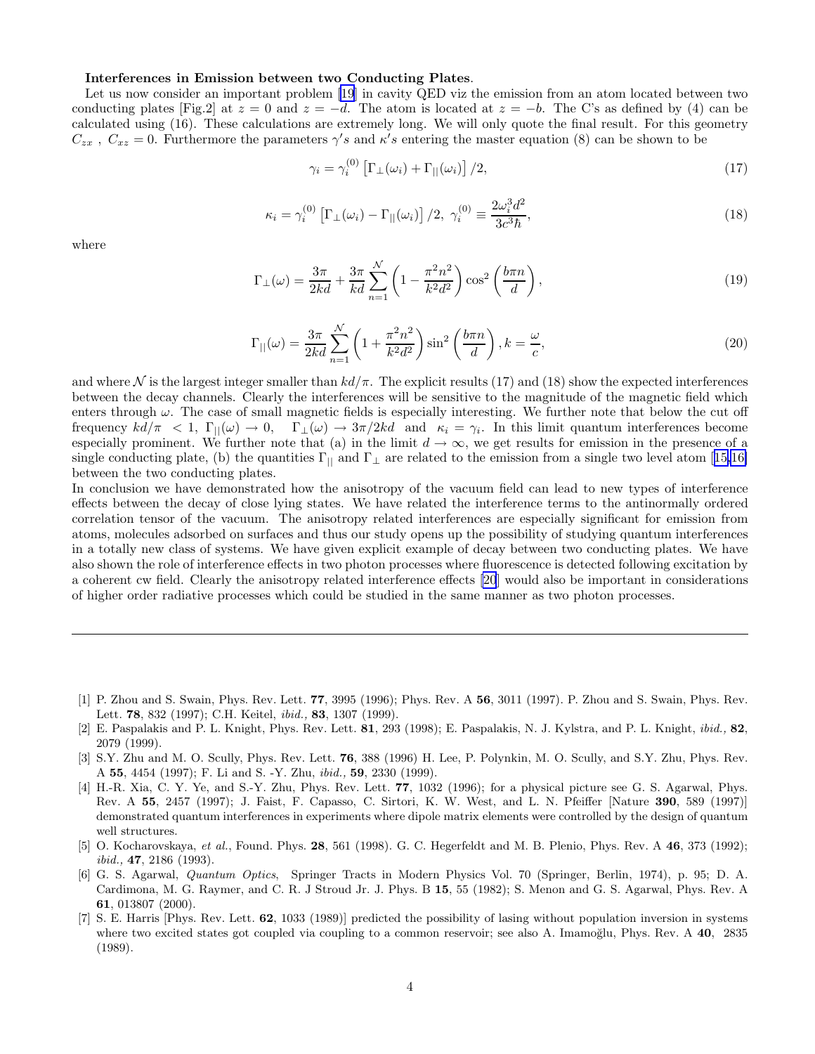**Interferences in Emission between two Conducting Plates**.

Let us now consider an important problem [19] in cavity QED viz the emission from an atom located between two conducting plates [Fig.2] at $z = 0$ and $z = -d$. The atom is located at $z = -b$. The C's as defined by (4) can be calculated using (16). These calculations are extremely long. We will only quote the final result. For this geometry $C_{zx}$ , $C_{xz} = 0$. Furthermore the parameters $\gamma' s$ and $\kappa' s$ entering the master equation (8) can be shown to be

$$\gamma_i = \gamma_i^{(0)} \left[ \Gamma_\perp(\omega_i) + \Gamma_{||}(\omega_i) \right] /2, \tag{17}$$

$$\kappa_i = \gamma_i^{(0)} \left[ \Gamma_\perp(\omega_i) - \Gamma_{||}(\omega_i) \right] /2, \; \gamma_i^{(0)} \equiv \frac{2\omega_i^3 d^2}{3c^3\hbar}, \tag{18}$$

where

$$\Gamma_\perp(\omega) = \frac{3\pi}{2kd} + \frac{3\pi}{kd} \sum_{n=1}^{\mathcal{N}} \left( 1 - \frac{\pi^2 n^2}{k^2 d^2} \right) \cos^2\left( \frac{b\pi n}{d} \right), \tag{19}$$

$$\Gamma_{||}(\omega) = \frac{3\pi}{2kd} \sum_{n=1}^{\mathcal{N}} \left( 1 + \frac{\pi^2 n^2}{k^2 d^2} \right) \sin^2\left( \frac{b\pi n}{d} \right), k = \frac{\omega}{c}, \tag{20}$$

and where $\mathcal{N}$ is the largest integer smaller than $kd/\pi$. The explicit results (17) and (18) show the expected interferences between the decay channels. Clearly the interferences will be sensitive to the magnitude of the magnetic field which enters through $\omega$. The case of small magnetic fields is especially interesting. We further note that below the cut off frequency $kd/\pi < 1$, $\Gamma_{||}(\omega) \to 0$, $\Gamma_\perp(\omega) \to 3\pi/2kd$ and $\kappa_i = \gamma_i$. In this limit quantum interferences become especially prominent. We further note that (a) in the limit $d \to \infty$, we get results for emission in the presence of a single conducting plate, (b) the quantities $\Gamma_{||}$ and $\Gamma_\perp$ are related to the emission from a single two level atom [15,16] between the two conducting plates.

In conclusion we have demonstrated how the anisotropy of the vacuum field can lead to new types of interference effects between the decay of close lying states. We have related the interference terms to the antinormally ordered correlation tensor of the vacuum. The anisotropy related interferences are especially significant for emission from atoms, molecules adsorbed on surfaces and thus our study opens up the possibility of studying quantum interferences in a totally new class of systems. We have given explicit example of decay between two conducting plates. We have also shown the role of interference effects in two photon processes where fluorescence is detected following excitation by a coherent cw field. Clearly the anisotropy related interference effects [20] would also be important in considerations of higher order radiative processes which could be studied in the same manner as two photon processes.

---

[1] P. Zhou and S. Swain, Phys. Rev. Lett. **77**, 3995 (1996); Phys. Rev. A **56**, 3011 (1997). P. Zhou and S. Swain, Phys. Rev. Lett. **78**, 832 (1997); C.H. Keitel, *ibid.,* **83**, 1307 (1999).

[2] E. Paspalakis and P. L. Knight, Phys. Rev. Lett. **81**, 293 (1998); E. Paspalakis, N. J. Kylstra, and P. L. Knight, *ibid.,* **82**, 2079 (1999).

[3] S.Y. Zhu and M. O. Scully, Phys. Rev. Lett. **76**, 388 (1996) H. Lee, P. Polynkin, M. O. Scully, and S.Y. Zhu, Phys. Rev. A **55**, 4454 (1997); F. Li and S. -Y. Zhu, *ibid.,* **59**, 2330 (1999).

[4] H.-R. Xia, C. Y. Ye, and S.-Y. Zhu, Phys. Rev. Lett. **77**, 1032 (1996); for a physical picture see G. S. Agarwal, Phys. Rev. A **55**, 2457 (1997); J. Faist, F. Capasso, C. Sirtori, K. W. West, and L. N. Pfeiffer [Nature **390**, 589 (1997)] demonstrated quantum interferences in experiments where dipole matrix elements were controlled by the design of quantum well structures.

[5] O. Kocharovskaya, *et al.*, Found. Phys. **28**, 561 (1998). G. C. Hegerfeldt and M. B. Plenio, Phys. Rev. A **46**, 373 (1992); *ibid.,* **47**, 2186 (1993).

[6] G. S. Agarwal, *Quantum Optics*, Springer Tracts in Modern Physics Vol. 70 (Springer, Berlin, 1974), p. 95; D. A. Cardimona, M. G. Raymer, and C. R. J Stroud Jr. J. Phys. B **15**, 55 (1982); S. Menon and G. S. Agarwal, Phys. Rev. A **61**, 013807 (2000).

[7] S. E. Harris [Phys. Rev. Lett. **62**, 1033 (1989)] predicted the possibility of lasing without population inversion in systems where two excited states got coupled via coupling to a common reservoir; see also A. Imamoğlu, Phys. Rev. A **40**, 2835 (1989).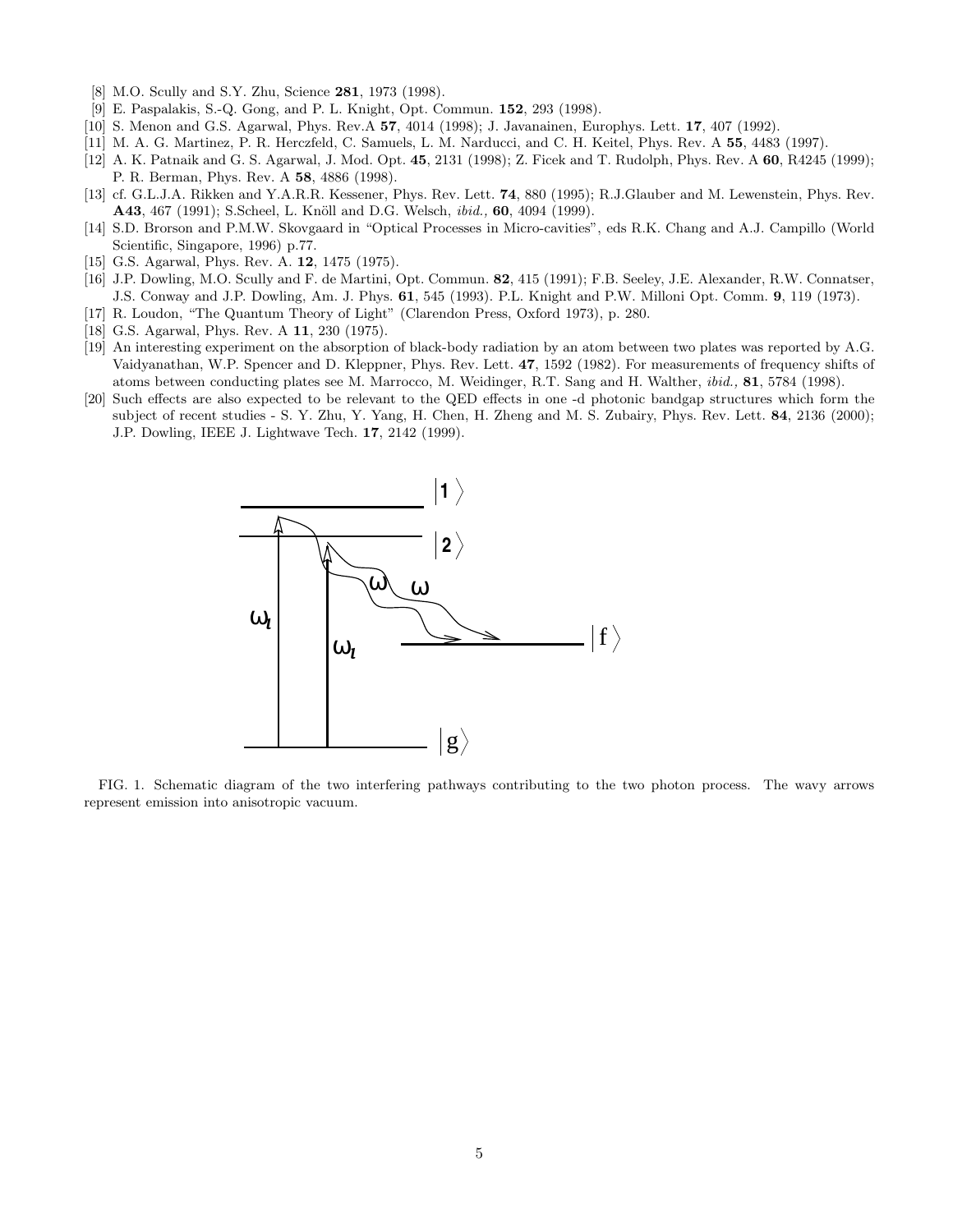[8] M.O. Scully and S.Y. Zhu, Science **281**, 1973 (1998).

[9] E. Paspalakis, S.-Q. Gong, and P. L. Knight, Opt. Commun. **152**, 293 (1998).

[10] S. Menon and G.S. Agarwal, Phys. Rev.A **57**, 4014 (1998); J. Javanainen, Europhys. Lett. **17**, 407 (1992).

[11] M. A. G. Martinez, P. R. Herczfeld, C. Samuels, L. M. Narducci, and C. H. Keitel, Phys. Rev. A **55**, 4483 (1997).

[12] A. K. Patnaik and G. S. Agarwal, J. Mod. Opt. **45**, 2131 (1998); Z. Ficek and T. Rudolph, Phys. Rev. A **60**, R4245 (1999); P. R. Berman, Phys. Rev. A **58**, 4886 (1998).

[13] cf. G.L.J.A. Rikken and Y.A.R.R. Kessener, Phys. Rev. Lett. **74**, 880 (1995); R.J.Glauber and M. Lewenstein, Phys. Rev. **A43**, 467 (1991); S.Scheel, L. Knöll and D.G. Welsch, *ibid.,* **60**, 4094 (1999).

[14] S.D. Brorson and P.M.W. Skovgaard in "Optical Processes in Micro-cavities", eds R.K. Chang and A.J. Campillo (World Scientific, Singapore, 1996) p.77.

[15] G.S. Agarwal, Phys. Rev. A. **12**, 1475 (1975).

[16] J.P. Dowling, M.O. Scully and F. de Martini, Opt. Commun. **82**, 415 (1991); F.B. Seeley, J.E. Alexander, R.W. Connatser, J.S. Conway and J.P. Dowling, Am. J. Phys. **61**, 545 (1993). P.L. Knight and P.W. Milloni Opt. Comm. **9**, 119 (1973).

[17] R. Loudon, "The Quantum Theory of Light" (Clarendon Press, Oxford 1973), p. 280.

[18] G.S. Agarwal, Phys. Rev. A **11**, 230 (1975).

[19] An interesting experiment on the absorption of black-body radiation by an atom between two plates was reported by A.G. Vaidyanathan, W.P. Spencer and D. Kleppner, Phys. Rev. Lett. **47**, 1592 (1982). For measurements of frequency shifts of atoms between conducting plates see M. Marrocco, M. Weidinger, R.T. Sang and H. Walther, *ibid.,* **81**, 5784 (1998).

[20] Such effects are also expected to be relevant to the QED effects in one -d photonic bandgap structures which form the subject of recent studies - S. Y. Zhu, Y. Yang, H. Chen, H. Zheng and M. S. Zubairy, Phys. Rev. Lett. **84**, 2136 (2000); J.P. Dowling, IEEE J. Lightwave Tech. **17**, 2142 (1999).

FIG. 1. Schematic diagram of the two interfering pathways contributing to the two photon process. The wavy arrows represent emission into anisotropic vacuum.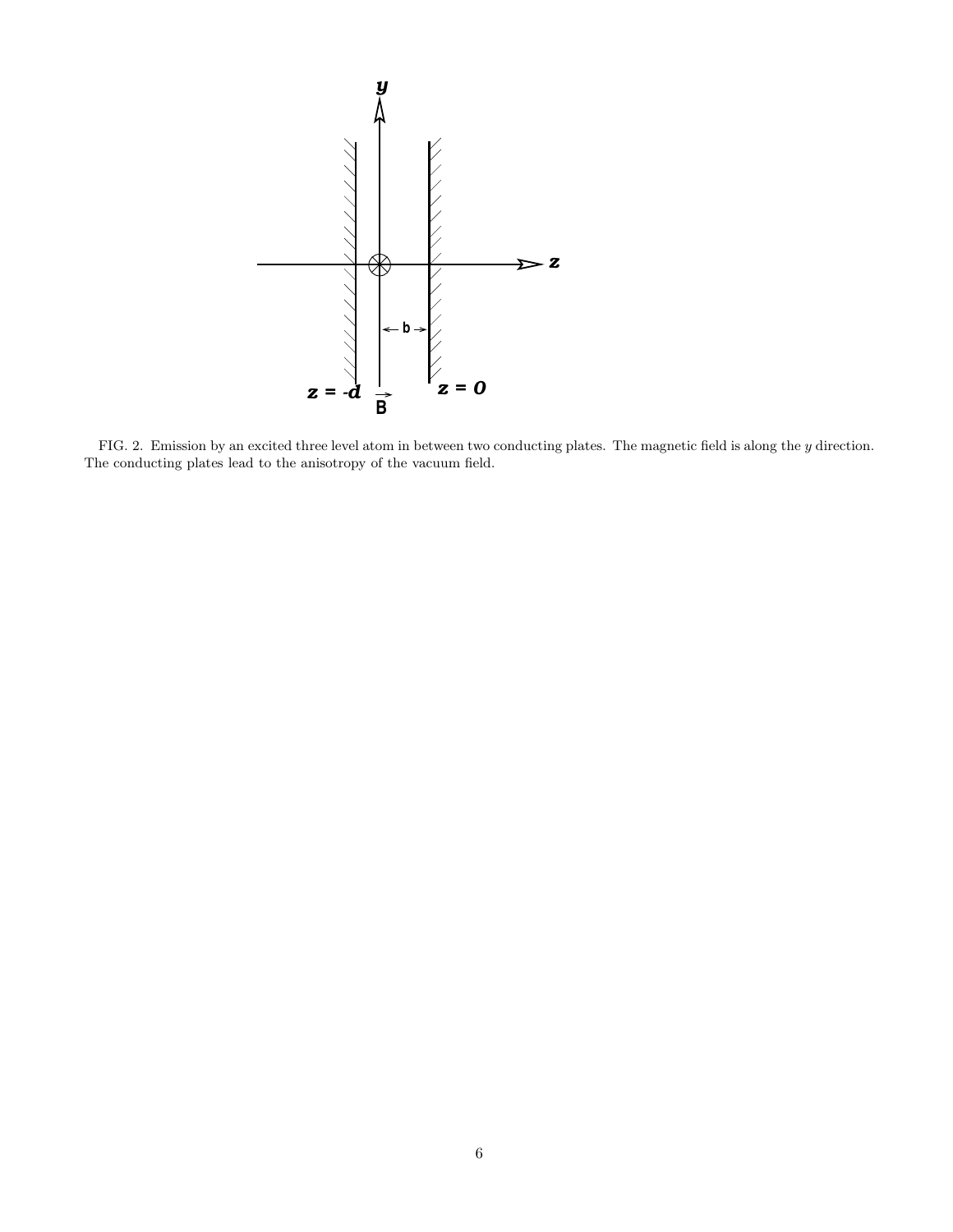y

z

b

z = -d

z = 0

$\vec{B}$

FIG. 2. Emission by an excited three level atom in between two conducting plates. The magnetic field is along the $y$ direction. The conducting plates lead to the anisotropy of the vacuum field.